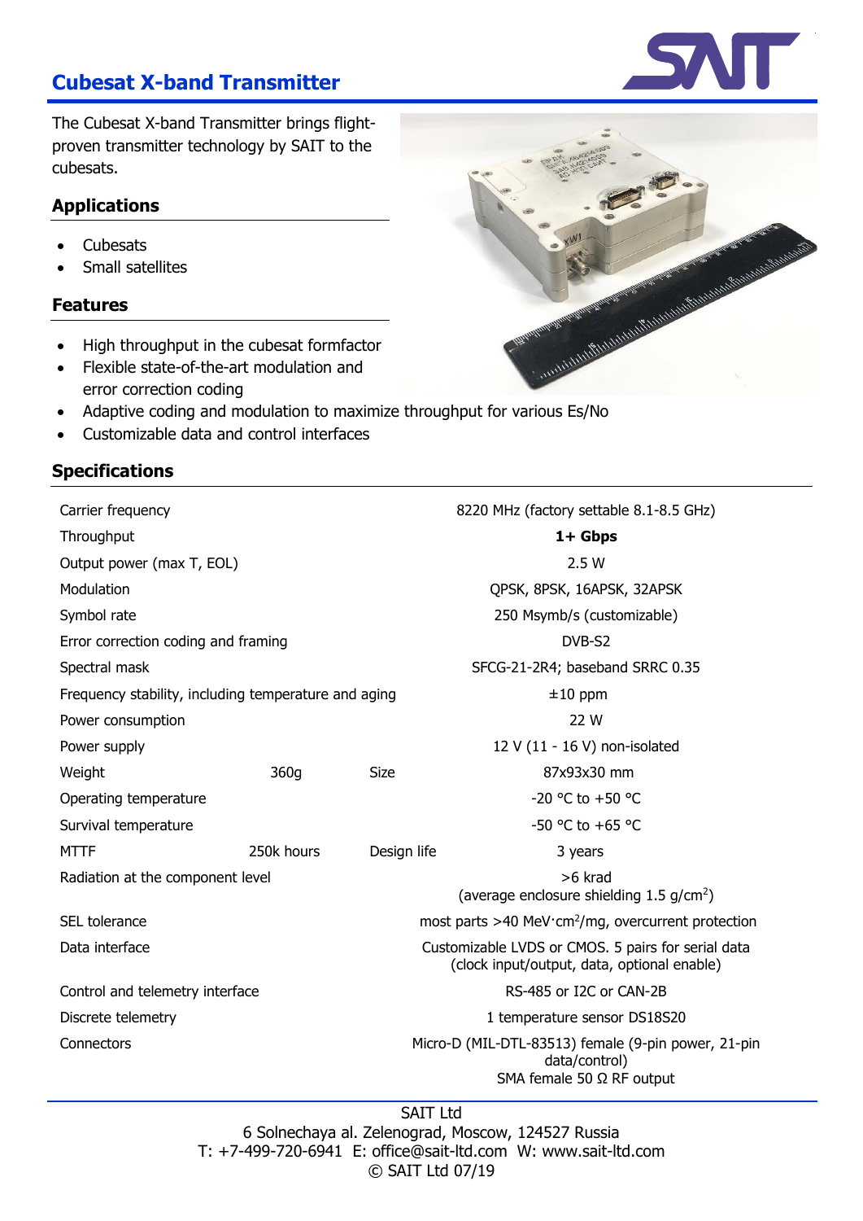# Cubesat X-band Transmitter

The Cubesat X-band Transmitter brings flight-proven transmitter technology by SAIT to the cubesats.

## Applications

- Cubesats
- Small satellites

## Features

- High throughput in the cubesat formfactor
- Flexible state-of-the-art modulation and error correction coding
- Adaptive coding and modulation to maximize throughput for various Es/No
- Customizable data and control interfaces

## Specifications

| | | | |
|---|---|---|---|
| Carrier frequency | | | 8220 MHz (factory settable 8.1-8.5 GHz) |
| Throughput | | | **1+ Gbps** |
| Output power (max T, EOL) | | | 2.5 W |
| Modulation | | | QPSK, 8PSK, 16APSK, 32APSK |
| Symbol rate | | | 250 Msymb/s (customizable) |
| Error correction coding and framing | | | DVB-S2 |
| Spectral mask | | | SFCG-21-2R4; baseband SRRC 0.35 |
| Frequency stability, including temperature and aging | | | ±10 ppm |
| Power consumption | | | 22 W |
| Power supply | | | 12 V (11 - 16 V) non-isolated |
| Weight | 360g | Size | 87x93x30 mm |
| Operating temperature | | | -20 °C to +50 °C |
| Survival temperature | | | -50 °C to +65 °C |
| MTTF | 250k hours | Design life | 3 years |
| Radiation at the component level | | | >6 krad (average enclosure shielding 1.5 g/cm$^2$) |
| SEL tolerance | | | most parts >40 MeV·cm$^2$/mg, overcurrent protection |
| Data interface | | | Customizable LVDS or CMOS. 5 pairs for serial data (clock input/output, data, optional enable) |
| Control and telemetry interface | | | RS-485 or I2C or CAN-2B |
| Discrete telemetry | | | 1 temperature sensor DS18S20 |
| Connectors | | | Micro-D (MIL-DTL-83513) female (9-pin power, 21-pin data/control) SMA female 50 Ω RF output |

SAIT Ltd
6 Solnechaya al. Zelenograd, Moscow, 124527 Russia
T: +7-499-720-6941 E: office@sait-ltd.com W: www.sait-ltd.com
© SAIT Ltd 07/19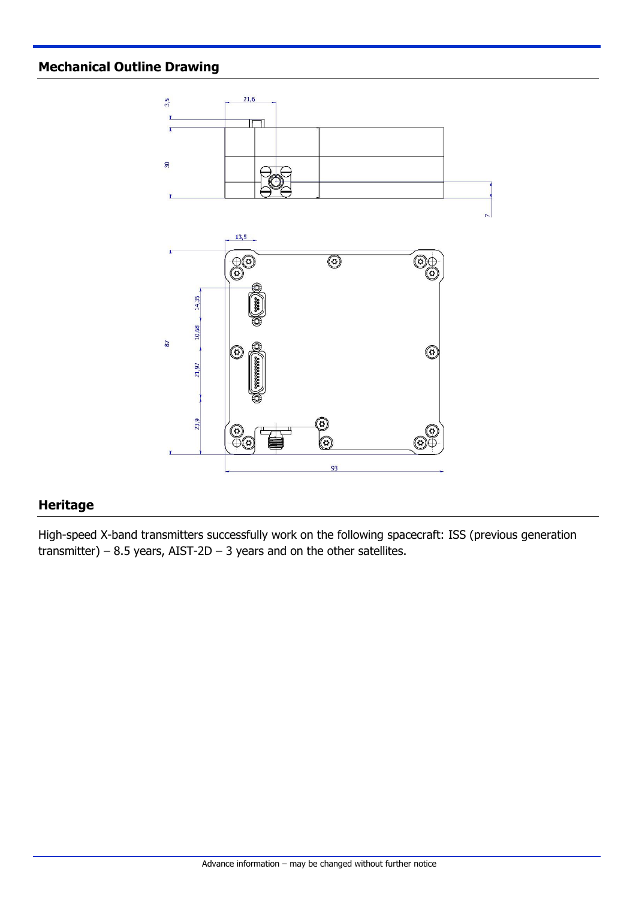## Mechanical Outline Drawing

3,5

21,6

30

7

13,5

14,35

10,68

87

21,97

23,9

93

## Heritage

High-speed X-band transmitters successfully work on the following spacecraft: ISS (previous generation transmitter) – 8.5 years, AIST-2D – 3 years and on the other satellites.